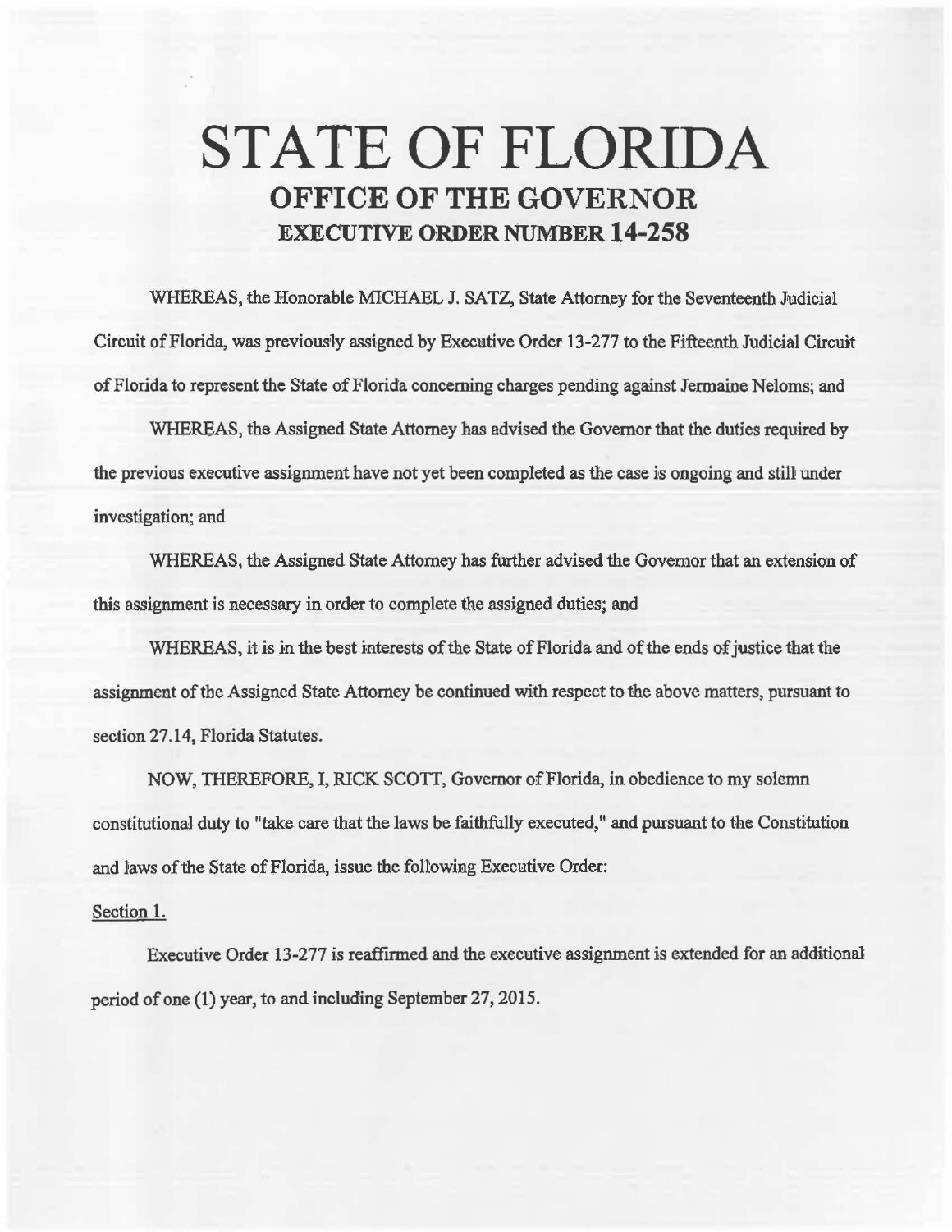# STATE OF FLORIDA

## OFFICE OF THE GOVERNOR

### EXECUTIVE ORDER NUMBER 14-258

WHEREAS, the Honorable MICHAEL J. SATZ, State Attorney for the Seventeenth Judicial Circuit of Florida, was previously assigned by Executive Order 13-277 to the Fifteenth Judicial Circuit of Florida to represent the State of Florida concerning charges pending against Jermaine Neloms; and

WHEREAS, the Assigned State Attorney has advised the Governor that the duties required by the previous executive assignment have not yet been completed as the case is ongoing and still under investigation; and

WHEREAS, the Assigned State Attorney has further advised the Governor that an extension of this assignment is necessary in order to complete the assigned duties; and

WHEREAS, it is in the best interests of the State of Florida and of the ends of justice that the assignment of the Assigned State Attorney be continued with respect to the above matters, pursuant to section 27.14, Florida Statutes.

NOW, THEREFORE, I, RICK SCOTT, Governor of Florida, in obedience to my solemn constitutional duty to "take care that the laws be faithfully executed," and pursuant to the Constitution and laws of the State of Florida, issue the following Executive Order:

Section 1.

Executive Order 13-277 is reaffirmed and the executive assignment is extended for an additional period of one (1) year, to and including September 27, 2015.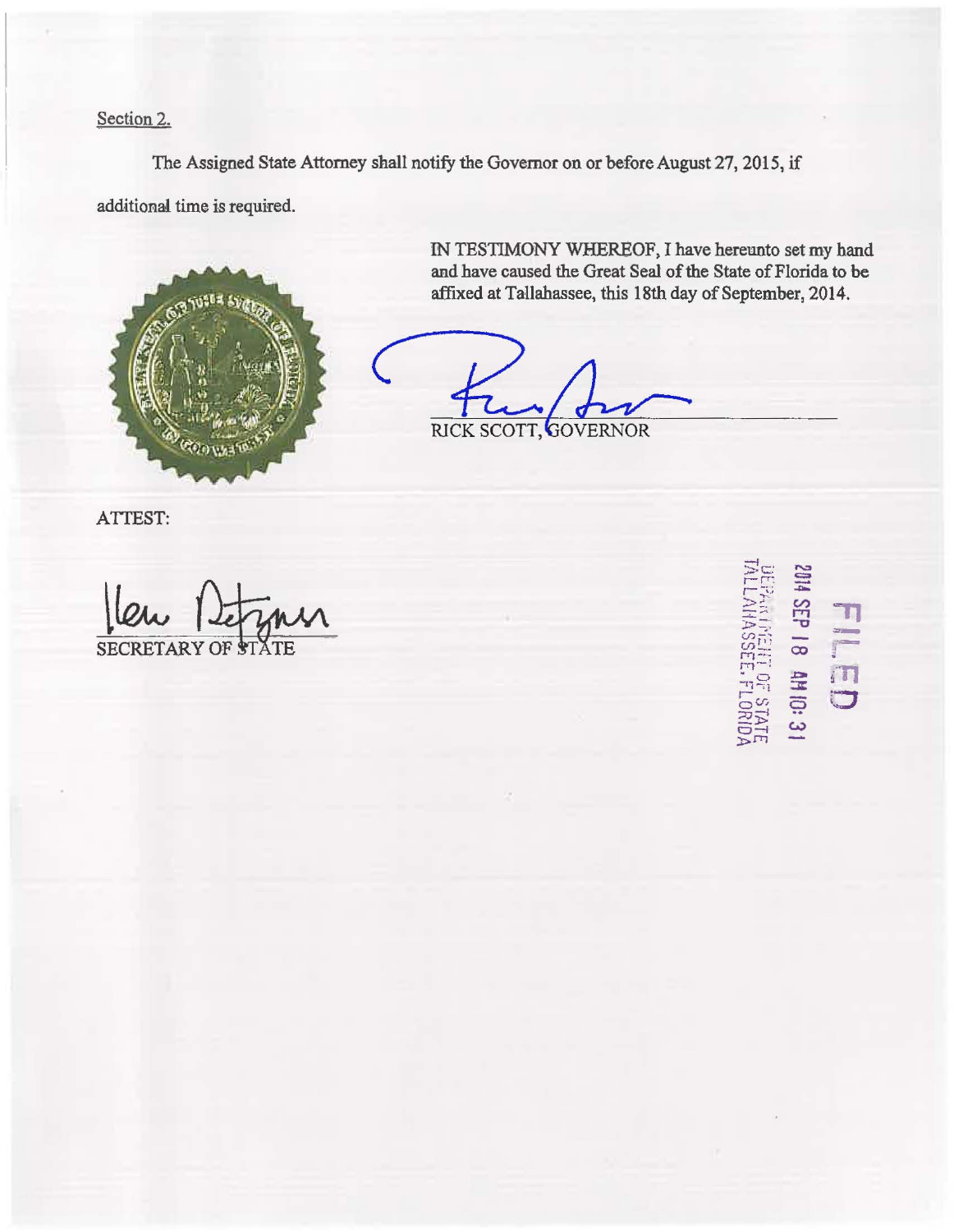Section 2.

The Assigned State Attorney shall notify the Governor on or before August 27, 2015, if additional time is required.

IN TESTIMONY WHEREOF, I have hereunto set my hand and have caused the Great Seal of the State of Florida to be affixed at Tallahassee, this 18th day of September, 2014.

RICK SCOTT, GOVERNOR

ATTEST:

SECRETARY OF STATE

FILED

2014 SEP 18 AM 10:31

DEPARTMENT OF STATE
TALLAHASSEE, FLORIDA